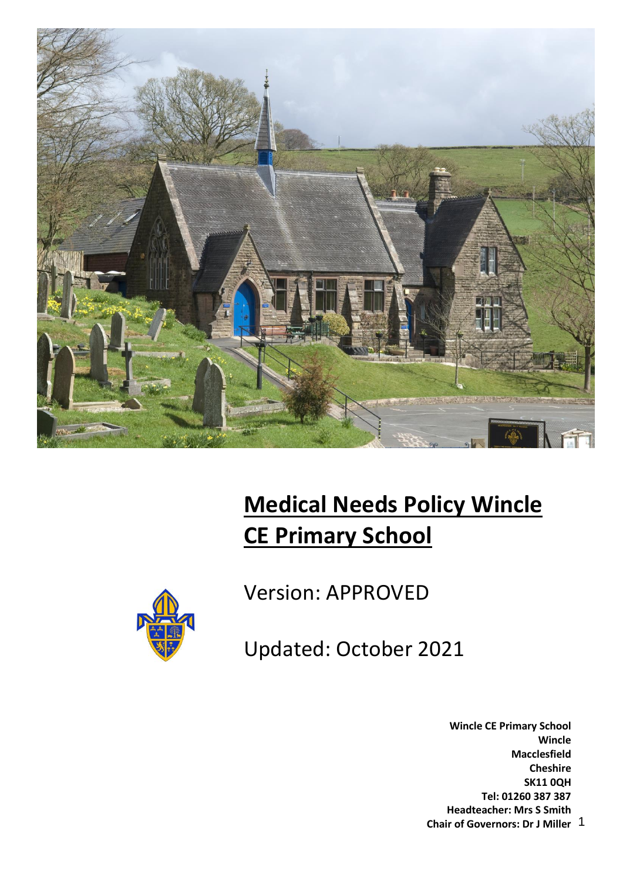# **Medical Needs Policy Wincle CE Primary School**

Version: APPROVED

Updated: October 2021

**Wincle CE Primary School**
**Wincle**
**Macclesfield**
**Cheshire**
**SK11 0QH**
**Tel: 01260 387 387**
**Headteacher: Mrs S Smith**
**Chair of Governors: Dr J Miller**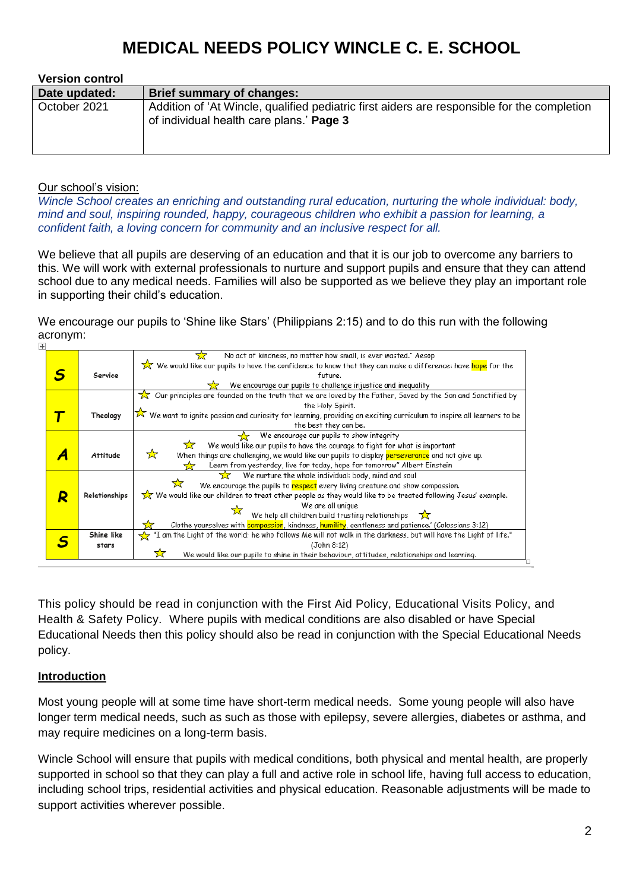# MEDICAL NEEDS POLICY WINCLE C. E. SCHOOL

**Version control**

| Date updated: | Brief summary of changes: |
|---|---|
| October 2021 | Addition of 'At Wincle, qualified pediatric first aiders are responsible for the completion of individual health care plans.' **Page 3** |

Our school's vision:

*Wincle School creates an enriching and outstanding rural education, nurturing the whole individual: body, mind and soul, inspiring rounded, happy, courageous children who exhibit a passion for learning, a confident faith, a loving concern for community and an inclusive respect for all.*

We believe that all pupils are deserving of an education and that it is our job to overcome any barriers to this. We will work with external professionals to nurture and support pupils and ensure that they can attend school due to any medical needs. Families will also be supported as we believe they play an important role in supporting their child's education.

We encourage our pupils to 'Shine like Stars' (Philippians 2:15) and to do this run with the following acronym:

| | | |
|---|---|---|
| **S** | Service | ☆ No act of kindness, no matter how small, is ever wasted." Aesop<br>☆ We would like our pupils to have the confidence to know that they can make a difference: have hope for the future.<br>☆ We encourage our pupils to challenge injustice and inequality |
| **T** | Theology | ☆ Our principles are founded on the truth that we are loved by the Father, Saved by the Son and Sanctified by the Holy Spirit.<br>☆ We want to ignite passion and curiosity for learning, providing an exciting curriculum to inspire all learners to be the best they can be. |
| **A** | Attitude | ☆ We encourage our pupils to show integrity<br>☆ We would like our pupils to have the courage to fight for what is important<br>☆ When things are challenging, we would like our pupils to display perseverance and not give up.<br>☆ Learn from yesterday, live for today, hope for tomorrow" Albert Einstein |
| **R** | Relationships | ☆ We nurture the whole individual: body, mind and soul<br>☆ We encourage the pupils to respect every living creature and show compassion.<br>☆ We would like our children to treat other people as they would like to be treated following Jesus' example.<br>We are all unique<br>☆ We help all children build trusting relationships ☆<br>☆ Clothe yourselves with compassion, kindness, humility, gentleness and patience.' (Colossians 3:12) |
| **S** | Shine like stars | ☆ "I am the Light of the world; he who follows Me will not walk in the darkness, but will have the Light of life." (John 8:12)<br>☆ We would like our pupils to shine in their behaviour, attitudes, relationships and learning. |

This policy should be read in conjunction with the First Aid Policy, Educational Visits Policy, and Health & Safety Policy. Where pupils with medical conditions are also disabled or have Special Educational Needs then this policy should also be read in conjunction with the Special Educational Needs policy.

## Introduction

Most young people will at some time have short-term medical needs. Some young people will also have longer term medical needs, such as such as those with epilepsy, severe allergies, diabetes or asthma, and may require medicines on a long-term basis.

Wincle School will ensure that pupils with medical conditions, both physical and mental health, are properly supported in school so that they can play a full and active role in school life, having full access to education, including school trips, residential activities and physical education. Reasonable adjustments will be made to support activities wherever possible.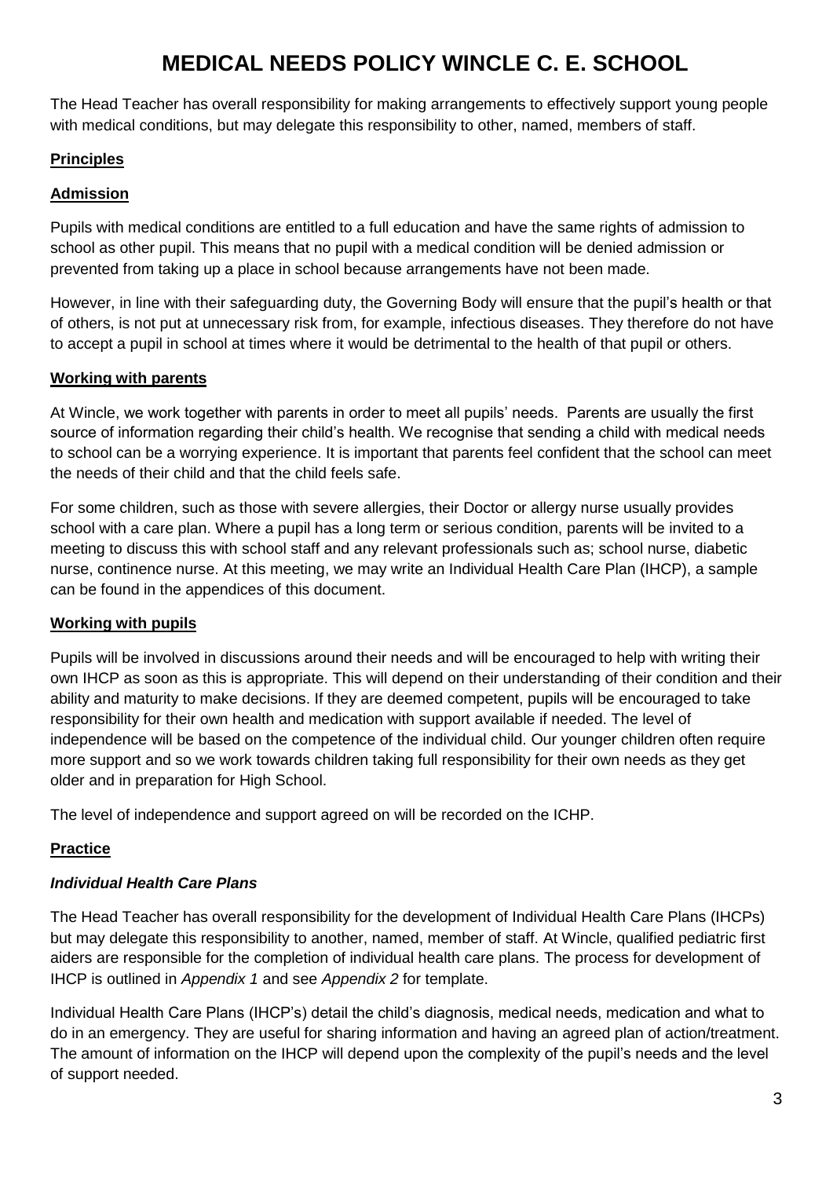# MEDICAL NEEDS POLICY WINCLE C. E. SCHOOL

The Head Teacher has overall responsibility for making arrangements to effectively support young people with medical conditions, but may delegate this responsibility to other, named, members of staff.

**Principles**

**Admission**

Pupils with medical conditions are entitled to a full education and have the same rights of admission to school as other pupil. This means that no pupil with a medical condition will be denied admission or prevented from taking up a place in school because arrangements have not been made.

However, in line with their safeguarding duty, the Governing Body will ensure that the pupil's health or that of others, is not put at unnecessary risk from, for example, infectious diseases. They therefore do not have to accept a pupil in school at times where it would be detrimental to the health of that pupil or others.

**Working with parents**

At Wincle, we work together with parents in order to meet all pupils' needs. Parents are usually the first source of information regarding their child's health. We recognise that sending a child with medical needs to school can be a worrying experience. It is important that parents feel confident that the school can meet the needs of their child and that the child feels safe.

For some children, such as those with severe allergies, their Doctor or allergy nurse usually provides school with a care plan. Where a pupil has a long term or serious condition, parents will be invited to a meeting to discuss this with school staff and any relevant professionals such as; school nurse, diabetic nurse, continence nurse. At this meeting, we may write an Individual Health Care Plan (IHCP), a sample can be found in the appendices of this document.

**Working with pupils**

Pupils will be involved in discussions around their needs and will be encouraged to help with writing their own IHCP as soon as this is appropriate. This will depend on their understanding of their condition and their ability and maturity to make decisions. If they are deemed competent, pupils will be encouraged to take responsibility for their own health and medication with support available if needed. The level of independence will be based on the competence of the individual child. Our younger children often require more support and so we work towards children taking full responsibility for their own needs as they get older and in preparation for High School.

The level of independence and support agreed on will be recorded on the ICHP.

**Practice**

***Individual Health Care Plans***

The Head Teacher has overall responsibility for the development of Individual Health Care Plans (IHCPs) but may delegate this responsibility to another, named, member of staff. At Wincle, qualified pediatric first aiders are responsible for the completion of individual health care plans. The process for development of IHCP is outlined in *Appendix 1* and see *Appendix 2* for template.

Individual Health Care Plans (IHCP's) detail the child's diagnosis, medical needs, medication and what to do in an emergency. They are useful for sharing information and having an agreed plan of action/treatment. The amount of information on the IHCP will depend upon the complexity of the pupil's needs and the level of support needed.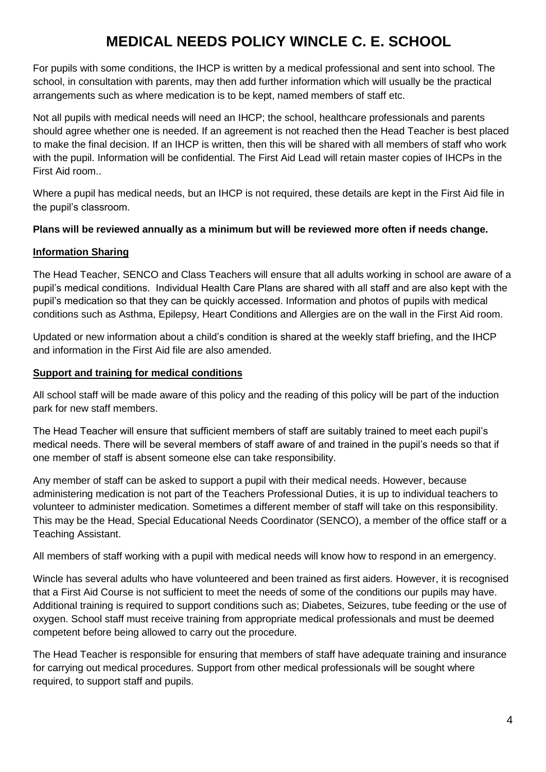# MEDICAL NEEDS POLICY WINCLE C. E. SCHOOL

For pupils with some conditions, the IHCP is written by a medical professional and sent into school. The school, in consultation with parents, may then add further information which will usually be the practical arrangements such as where medication is to be kept, named members of staff etc.

Not all pupils with medical needs will need an IHCP; the school, healthcare professionals and parents should agree whether one is needed. If an agreement is not reached then the Head Teacher is best placed to make the final decision. If an IHCP is written, then this will be shared with all members of staff who work with the pupil. Information will be confidential. The First Aid Lead will retain master copies of IHCPs in the First Aid room..

Where a pupil has medical needs, but an IHCP is not required, these details are kept in the First Aid file in the pupil's classroom.

**Plans will be reviewed annually as a minimum but will be reviewed more often if needs change.**

## Information Sharing

The Head Teacher, SENCO and Class Teachers will ensure that all adults working in school are aware of a pupil's medical conditions. Individual Health Care Plans are shared with all staff and are also kept with the pupil's medication so that they can be quickly accessed. Information and photos of pupils with medical conditions such as Asthma, Epilepsy, Heart Conditions and Allergies are on the wall in the First Aid room.

Updated or new information about a child's condition is shared at the weekly staff briefing, and the IHCP and information in the First Aid file are also amended.

## Support and training for medical conditions

All school staff will be made aware of this policy and the reading of this policy will be part of the induction park for new staff members.

The Head Teacher will ensure that sufficient members of staff are suitably trained to meet each pupil's medical needs. There will be several members of staff aware of and trained in the pupil's needs so that if one member of staff is absent someone else can take responsibility.

Any member of staff can be asked to support a pupil with their medical needs. However, because administering medication is not part of the Teachers Professional Duties, it is up to individual teachers to volunteer to administer medication. Sometimes a different member of staff will take on this responsibility. This may be the Head, Special Educational Needs Coordinator (SENCO), a member of the office staff or a Teaching Assistant.

All members of staff working with a pupil with medical needs will know how to respond in an emergency.

Wincle has several adults who have volunteered and been trained as first aiders. However, it is recognised that a First Aid Course is not sufficient to meet the needs of some of the conditions our pupils may have. Additional training is required to support conditions such as; Diabetes, Seizures, tube feeding or the use of oxygen. School staff must receive training from appropriate medical professionals and must be deemed competent before being allowed to carry out the procedure.

The Head Teacher is responsible for ensuring that members of staff have adequate training and insurance for carrying out medical procedures. Support from other medical professionals will be sought where required, to support staff and pupils.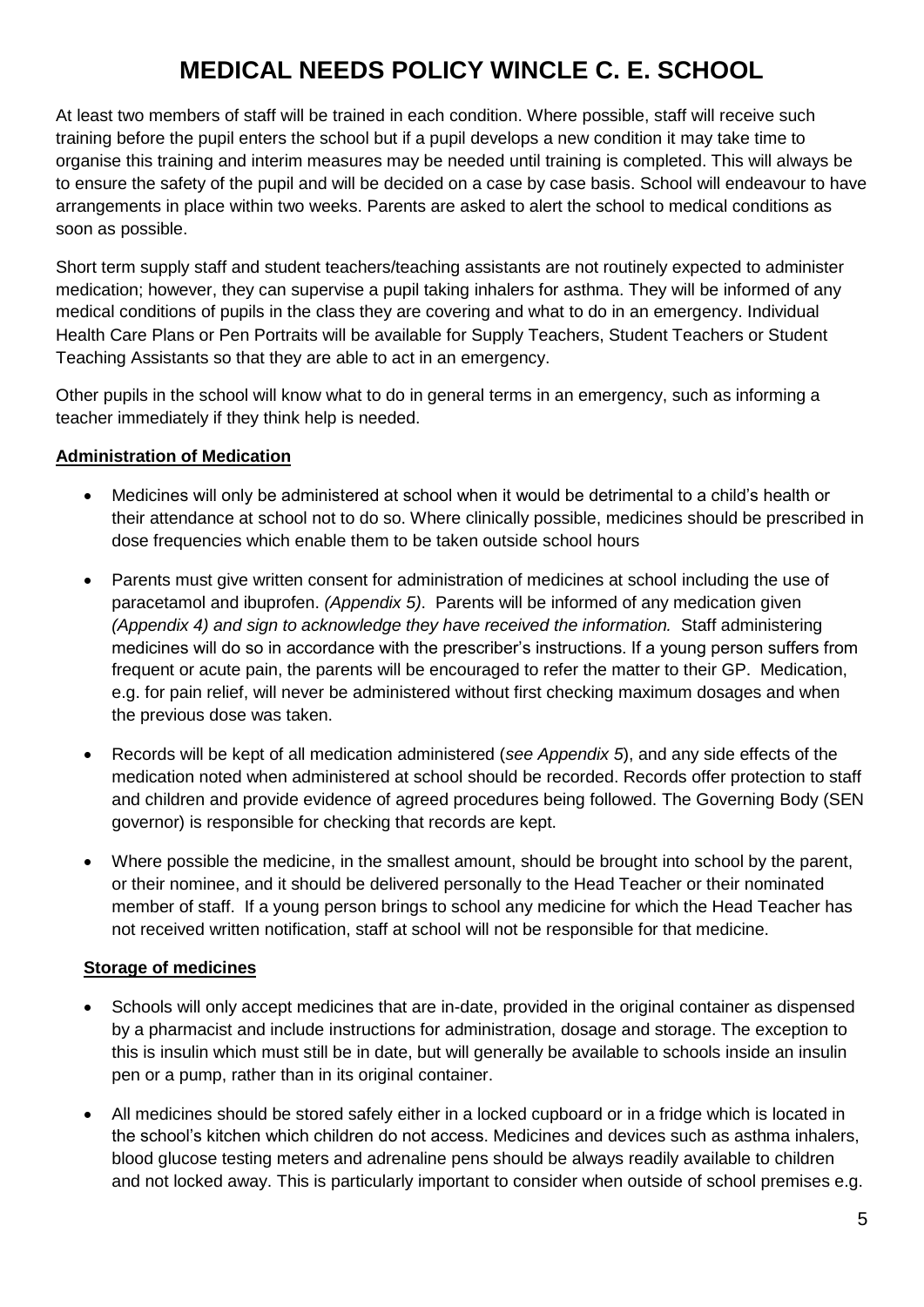# MEDICAL NEEDS POLICY WINCLE C. E. SCHOOL

At least two members of staff will be trained in each condition. Where possible, staff will receive such training before the pupil enters the school but if a pupil develops a new condition it may take time to organise this training and interim measures may be needed until training is completed. This will always be to ensure the safety of the pupil and will be decided on a case by case basis. School will endeavour to have arrangements in place within two weeks. Parents are asked to alert the school to medical conditions as soon as possible.

Short term supply staff and student teachers/teaching assistants are not routinely expected to administer medication; however, they can supervise a pupil taking inhalers for asthma. They will be informed of any medical conditions of pupils in the class they are covering and what to do in an emergency. Individual Health Care Plans or Pen Portraits will be available for Supply Teachers, Student Teachers or Student Teaching Assistants so that they are able to act in an emergency.

Other pupils in the school will know what to do in general terms in an emergency, such as informing a teacher immediately if they think help is needed.

**Administration of Medication**

- Medicines will only be administered at school when it would be detrimental to a child's health or their attendance at school not to do so. Where clinically possible, medicines should be prescribed in dose frequencies which enable them to be taken outside school hours
- Parents must give written consent for administration of medicines at school including the use of paracetamol and ibuprofen. *(Appendix 5)*. Parents will be informed of any medication given *(Appendix 4) and sign to acknowledge they have received the information.* Staff administering medicines will do so in accordance with the prescriber's instructions. If a young person suffers from frequent or acute pain, the parents will be encouraged to refer the matter to their GP. Medication, e.g. for pain relief, will never be administered without first checking maximum dosages and when the previous dose was taken.
- Records will be kept of all medication administered (*see Appendix 5*), and any side effects of the medication noted when administered at school should be recorded. Records offer protection to staff and children and provide evidence of agreed procedures being followed. The Governing Body (SEN governor) is responsible for checking that records are kept.
- Where possible the medicine, in the smallest amount, should be brought into school by the parent, or their nominee, and it should be delivered personally to the Head Teacher or their nominated member of staff. If a young person brings to school any medicine for which the Head Teacher has not received written notification, staff at school will not be responsible for that medicine.

**Storage of medicines**

- Schools will only accept medicines that are in-date, provided in the original container as dispensed by a pharmacist and include instructions for administration, dosage and storage. The exception to this is insulin which must still be in date, but will generally be available to schools inside an insulin pen or a pump, rather than in its original container.
- All medicines should be stored safely either in a locked cupboard or in a fridge which is located in the school's kitchen which children do not access. Medicines and devices such as asthma inhalers, blood glucose testing meters and adrenaline pens should be always readily available to children and not locked away. This is particularly important to consider when outside of school premises e.g.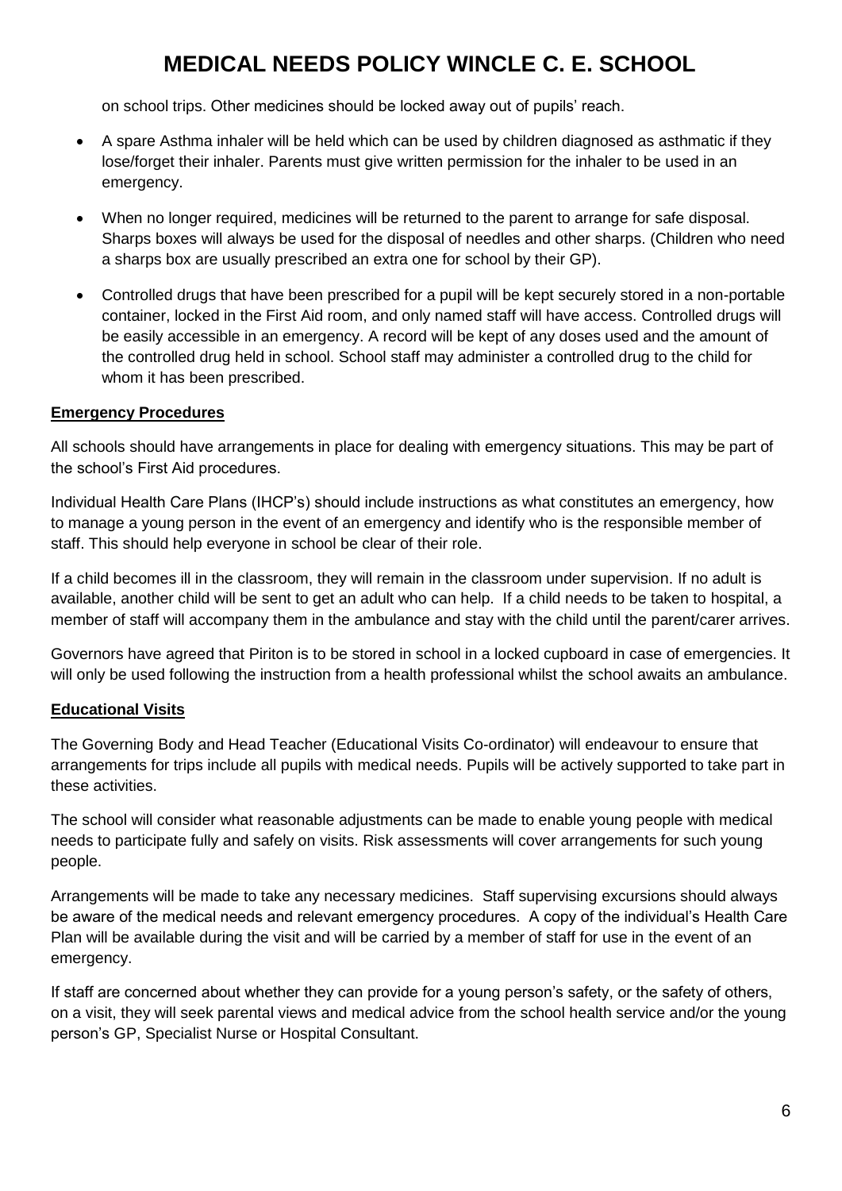on school trips. Other medicines should be locked away out of pupils' reach.

- A spare Asthma inhaler will be held which can be used by children diagnosed as asthmatic if they lose/forget their inhaler. Parents must give written permission for the inhaler to be used in an emergency.
- When no longer required, medicines will be returned to the parent to arrange for safe disposal. Sharps boxes will always be used for the disposal of needles and other sharps. (Children who need a sharps box are usually prescribed an extra one for school by their GP).
- Controlled drugs that have been prescribed for a pupil will be kept securely stored in a non-portable container, locked in the First Aid room, and only named staff will have access. Controlled drugs will be easily accessible in an emergency. A record will be kept of any doses used and the amount of the controlled drug held in school. School staff may administer a controlled drug to the child for whom it has been prescribed.

**Emergency Procedures**

All schools should have arrangements in place for dealing with emergency situations. This may be part of the school's First Aid procedures.

Individual Health Care Plans (IHCP's) should include instructions as what constitutes an emergency, how to manage a young person in the event of an emergency and identify who is the responsible member of staff. This should help everyone in school be clear of their role.

If a child becomes ill in the classroom, they will remain in the classroom under supervision. If no adult is available, another child will be sent to get an adult who can help. If a child needs to be taken to hospital, a member of staff will accompany them in the ambulance and stay with the child until the parent/carer arrives.

Governors have agreed that Piriton is to be stored in school in a locked cupboard in case of emergencies. It will only be used following the instruction from a health professional whilst the school awaits an ambulance.

**Educational Visits**

The Governing Body and Head Teacher (Educational Visits Co-ordinator) will endeavour to ensure that arrangements for trips include all pupils with medical needs. Pupils will be actively supported to take part in these activities.

The school will consider what reasonable adjustments can be made to enable young people with medical needs to participate fully and safely on visits. Risk assessments will cover arrangements for such young people.

Arrangements will be made to take any necessary medicines. Staff supervising excursions should always be aware of the medical needs and relevant emergency procedures. A copy of the individual's Health Care Plan will be available during the visit and will be carried by a member of staff for use in the event of an emergency.

If staff are concerned about whether they can provide for a young person's safety, or the safety of others, on a visit, they will seek parental views and medical advice from the school health service and/or the young person's GP, Specialist Nurse or Hospital Consultant.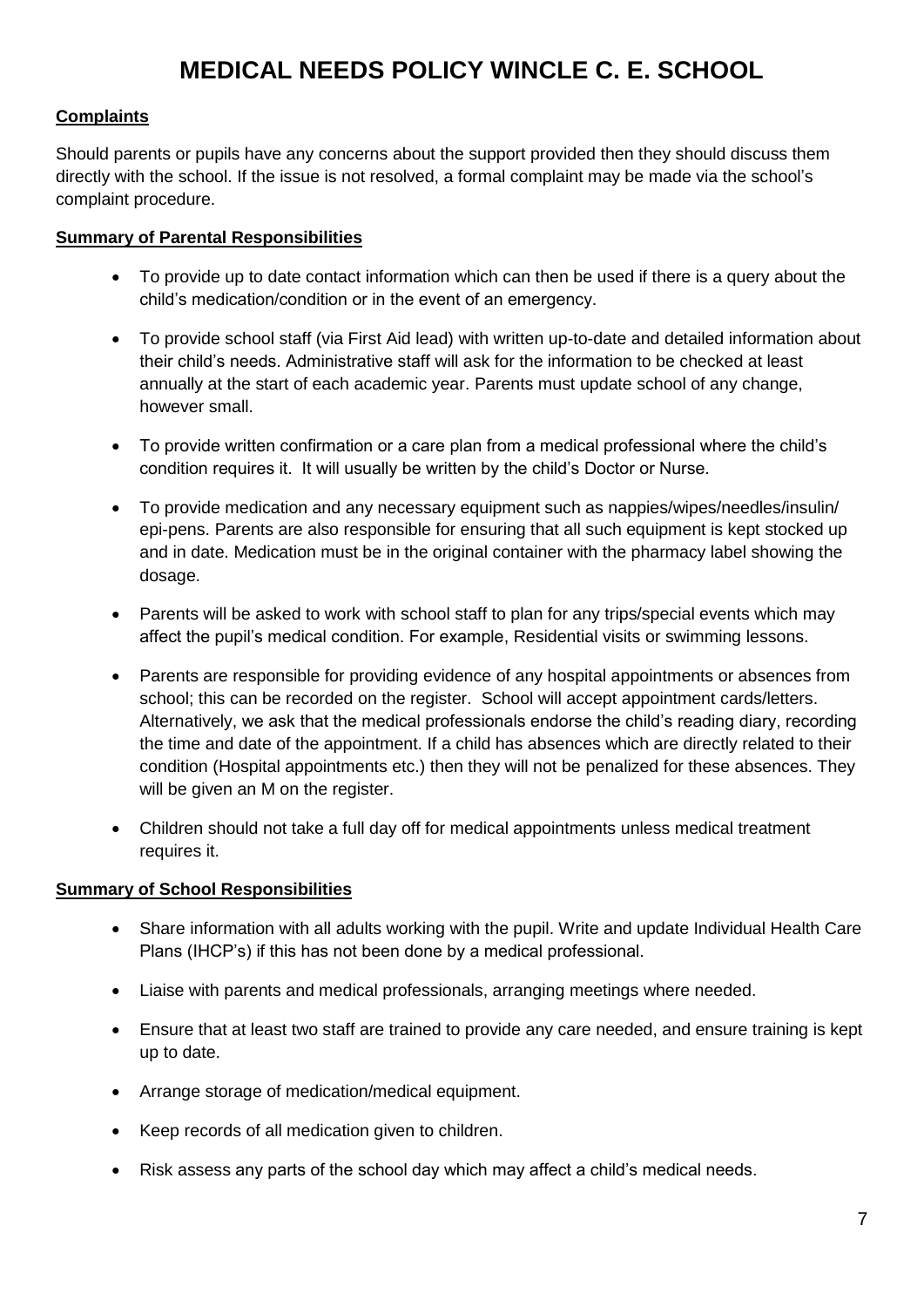# MEDICAL NEEDS POLICY WINCLE C. E. SCHOOL

**Complaints**

Should parents or pupils have any concerns about the support provided then they should discuss them directly with the school. If the issue is not resolved, a formal complaint may be made via the school's complaint procedure.

**Summary of Parental Responsibilities**

- To provide up to date contact information which can then be used if there is a query about the child's medication/condition or in the event of an emergency.
- To provide school staff (via First Aid lead) with written up-to-date and detailed information about their child's needs. Administrative staff will ask for the information to be checked at least annually at the start of each academic year. Parents must update school of any change, however small.
- To provide written confirmation or a care plan from a medical professional where the child's condition requires it. It will usually be written by the child's Doctor or Nurse.
- To provide medication and any necessary equipment such as nappies/wipes/needles/insulin/ epi-pens. Parents are also responsible for ensuring that all such equipment is kept stocked up and in date. Medication must be in the original container with the pharmacy label showing the dosage.
- Parents will be asked to work with school staff to plan for any trips/special events which may affect the pupil's medical condition. For example, Residential visits or swimming lessons.
- Parents are responsible for providing evidence of any hospital appointments or absences from school; this can be recorded on the register. School will accept appointment cards/letters. Alternatively, we ask that the medical professionals endorse the child's reading diary, recording the time and date of the appointment. If a child has absences which are directly related to their condition (Hospital appointments etc.) then they will not be penalized for these absences. They will be given an M on the register.
- Children should not take a full day off for medical appointments unless medical treatment requires it.

**Summary of School Responsibilities**

- Share information with all adults working with the pupil. Write and update Individual Health Care Plans (IHCP's) if this has not been done by a medical professional.
- Liaise with parents and medical professionals, arranging meetings where needed.
- Ensure that at least two staff are trained to provide any care needed, and ensure training is kept up to date.
- Arrange storage of medication/medical equipment.
- Keep records of all medication given to children.
- Risk assess any parts of the school day which may affect a child's medical needs.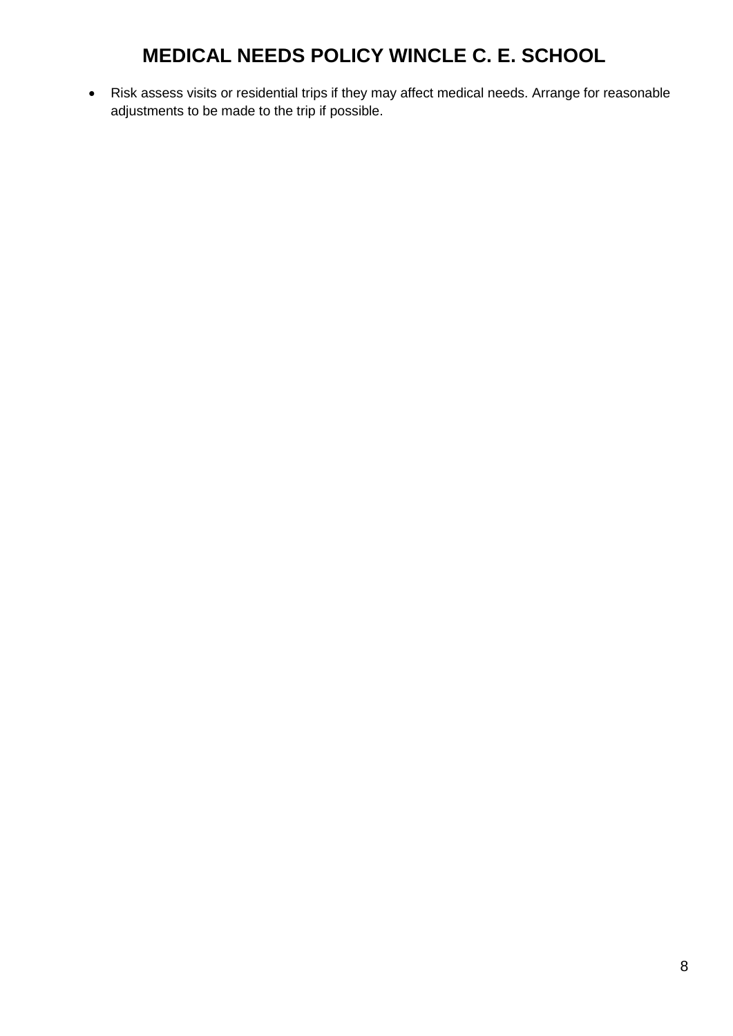- Risk assess visits or residential trips if they may affect medical needs. Arrange for reasonable adjustments to be made to the trip if possible.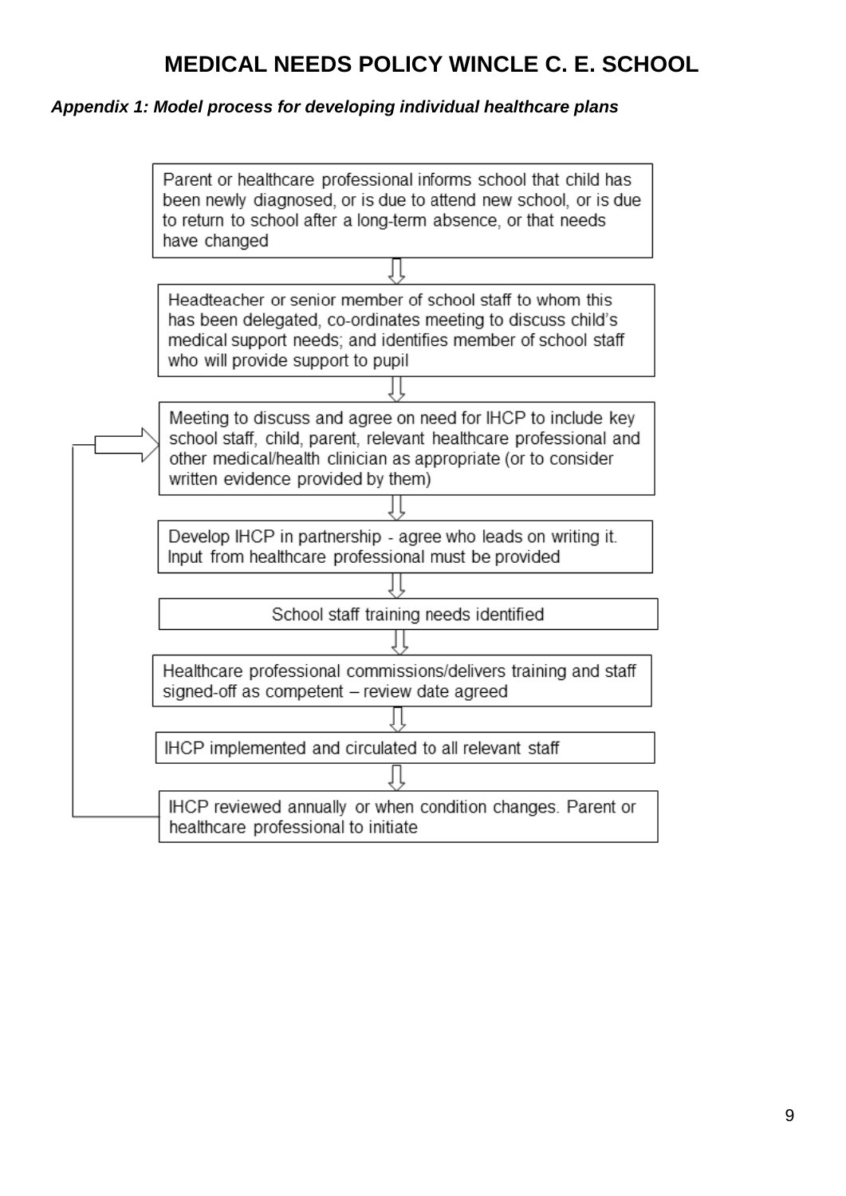# MEDICAL NEEDS POLICY WINCLE C. E. SCHOOL

***Appendix 1: Model process for developing individual healthcare plans***

Parent or healthcare professional informs school that child has been newly diagnosed, or is due to attend new school, or is due to return to school after a long-term absence, or that needs have changed

⇩

Headteacher or senior member of school staff to whom this has been delegated, co-ordinates meeting to discuss child's medical support needs; and identifies member of school staff who will provide support to pupil

⇩

Meeting to discuss and agree on need for IHCP to include key school staff, child, parent, relevant healthcare professional and other medical/health clinician as appropriate (or to consider written evidence provided by them)

⇩

Develop IHCP in partnership - agree who leads on writing it. Input from healthcare professional must be provided

⇩

School staff training needs identified

⇩

Healthcare professional commissions/delivers training and staff signed-off as competent – review date agreed

⇩

IHCP implemented and circulated to all relevant staff

⇩

IHCP reviewed annually or when condition changes. Parent or healthcare professional to initiate (returns to the meeting step)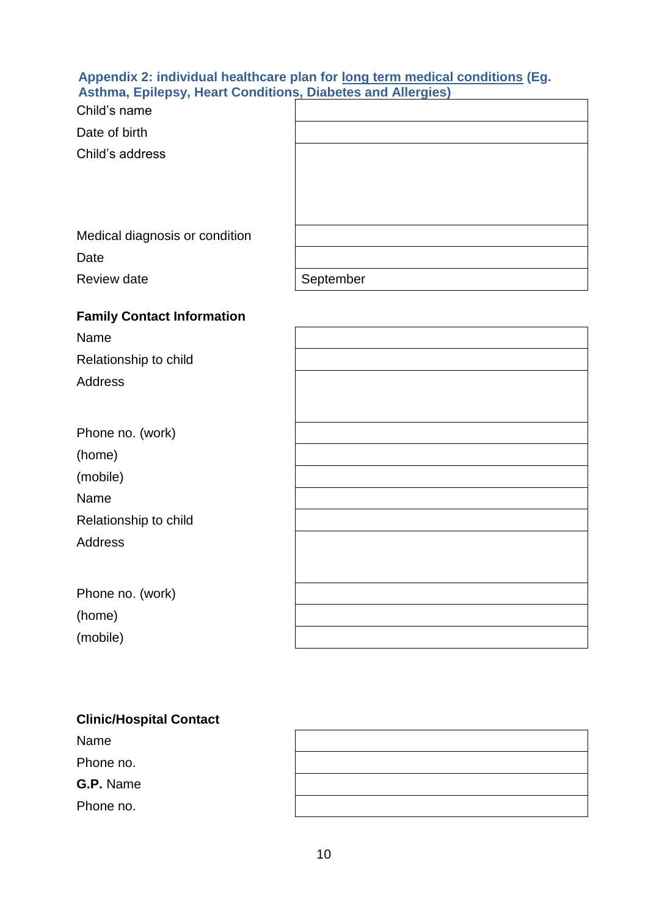## Appendix 2: individual healthcare plan for long term medical conditions (Eg. Asthma, Epilepsy, Heart Conditions, Diabetes and Allergies)

| | |
|---|---|
| Child's name | |
| Date of birth | |
| Child's address | |
| Medical diagnosis or condition | |
| Date | |
| Review date | September |

**Family Contact Information**

| | |
|---|---|
| Name | |
| Relationship to child | |
| Address | |
| Phone no. (work) | |
| (home) | |
| (mobile) | |
| Name | |
| Relationship to child | |
| Address | |
| Phone no. (work) | |
| (home) | |
| (mobile) | |

**Clinic/Hospital Contact**

| | |
|---|---|
| Name | |
| Phone no. | |
| **G.P.** Name | |
| Phone no. | |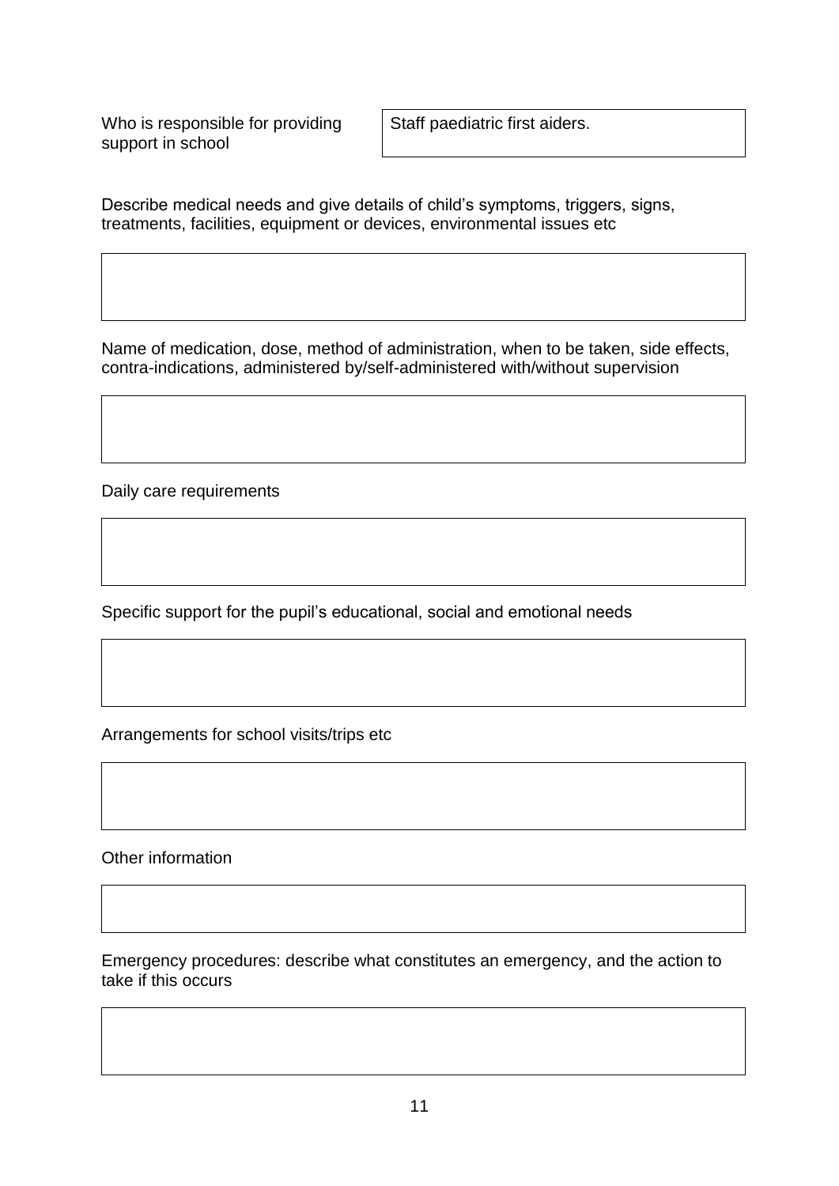| Who is responsible for providing support in school | Staff paediatric first aiders. |
| --- | --- |

Describe medical needs and give details of child's symptoms, triggers, signs, treatments, facilities, equipment or devices, environmental issues etc

| |
| --- |
| |

Name of medication, dose, method of administration, when to be taken, side effects, contra-indications, administered by/self-administered with/without supervision

| |
| --- |
| |

Daily care requirements

| |
| --- |
| |

Specific support for the pupil's educational, social and emotional needs

| |
| --- |
| |

Arrangements for school visits/trips etc

| |
| --- |
| |

Other information

| |
| --- |
| |

Emergency procedures: describe what constitutes an emergency, and the action to take if this occurs

| |
| --- |
| |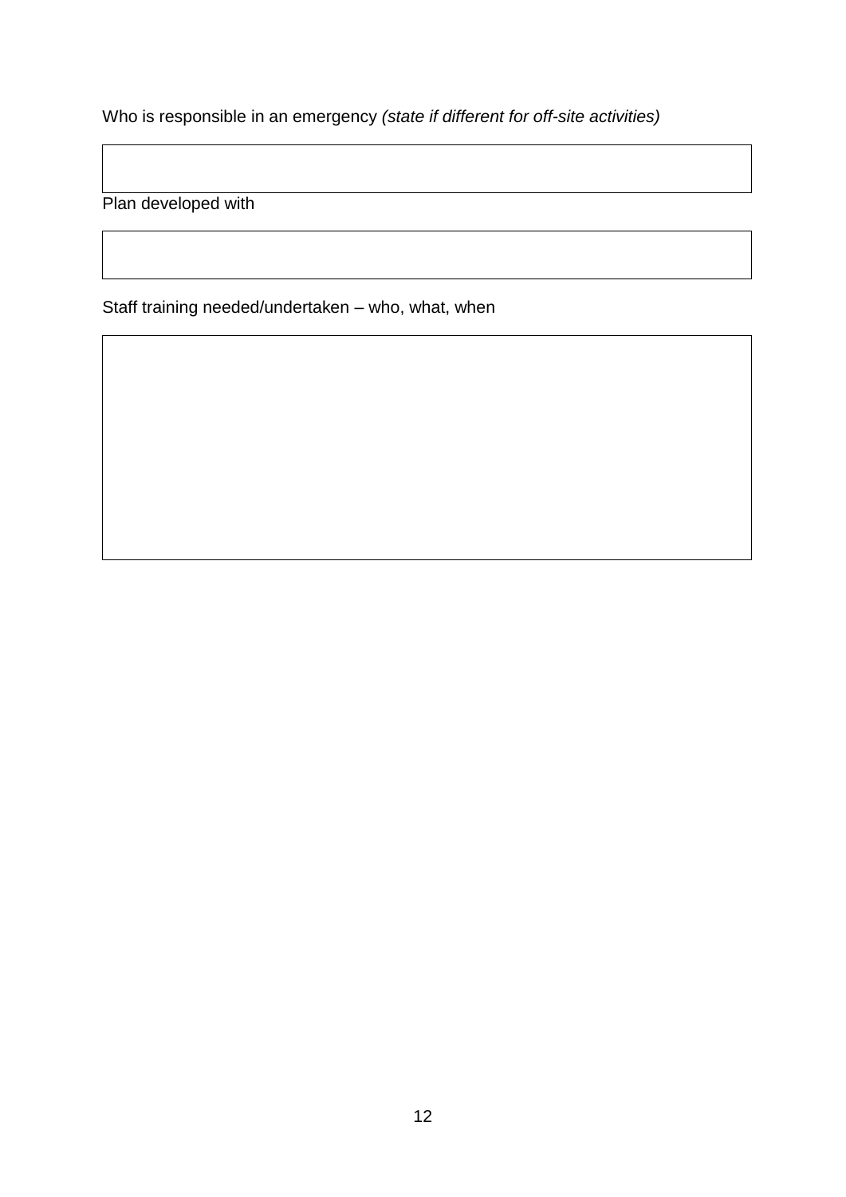Who is responsible in an emergency *(state if different for off-site activities)*

| |
|---|
| |

Plan developed with

| |
|---|
| |

Staff training needed/undertaken – who, what, when

| |
|---|
| |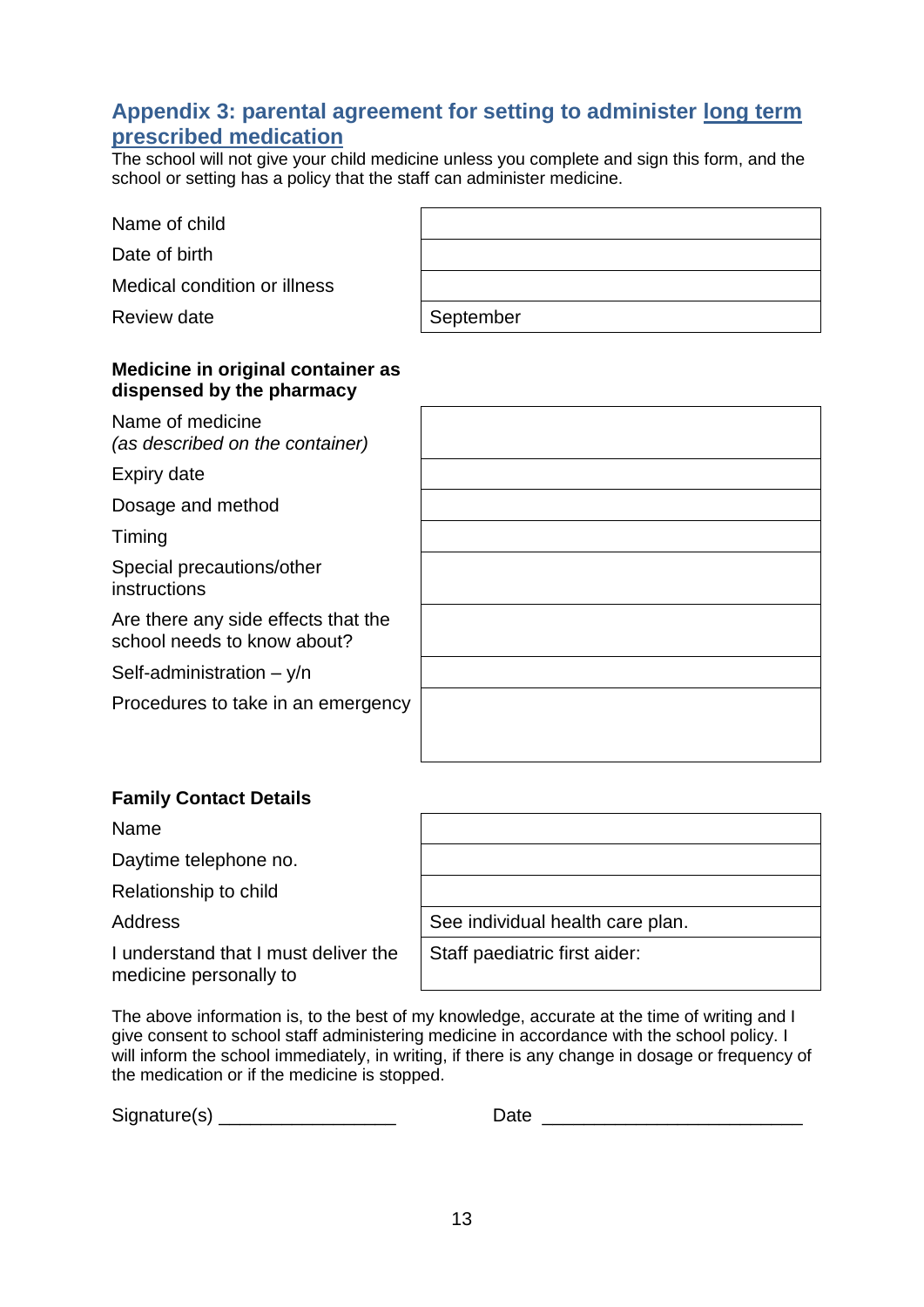## Appendix 3: parental agreement for setting to administer long term prescribed medication

The school will not give your child medicine unless you complete and sign this form, and the school or setting has a policy that the staff can administer medicine.

| | |
|---|---|
| Name of child | |
| Date of birth | |
| Medical condition or illness | |
| Review date | September |

**Medicine in original container as dispensed by the pharmacy**

| | |
|---|---|
| Name of medicine *(as described on the container)* | |
| Expiry date | |
| Dosage and method | |
| Timing | |
| Special precautions/other instructions | |
| Are there any side effects that the school needs to know about? | |
| Self-administration – y/n | |
| Procedures to take in an emergency | |

**Family Contact Details**

| | |
|---|---|
| Name | |
| Daytime telephone no. | |
| Relationship to child | |
| Address | See individual health care plan. |
| I understand that I must deliver the medicine personally to | Staff paediatric first aider: |

The above information is, to the best of my knowledge, accurate at the time of writing and I give consent to school staff administering medicine in accordance with the school policy. I will inform the school immediately, in writing, if there is any change in dosage or frequency of the medication or if the medicine is stopped.

Signature(s) _________________ Date _________________________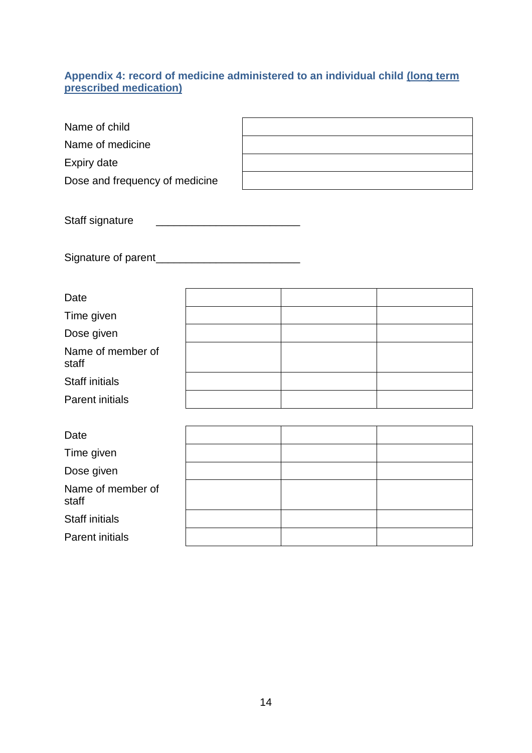### Appendix 4: record of medicine administered to an individual child (long term prescribed medication)

| | |
|---|---|
| Name of child | |
| Name of medicine | |
| Expiry date | |
| Dose and frequency of medicine | |

Staff signature ________________________

Signature of parent________________________

| | | | |
|---|---|---|---|
| Date | | | |
| Time given | | | |
| Dose given | | | |
| Name of member of staff | | | |
| Staff initials | | | |
| Parent initials | | | |

| | | | |
|---|---|---|---|
| Date | | | |
| Time given | | | |
| Dose given | | | |
| Name of member of staff | | | |
| Staff initials | | | |
| Parent initials | | | |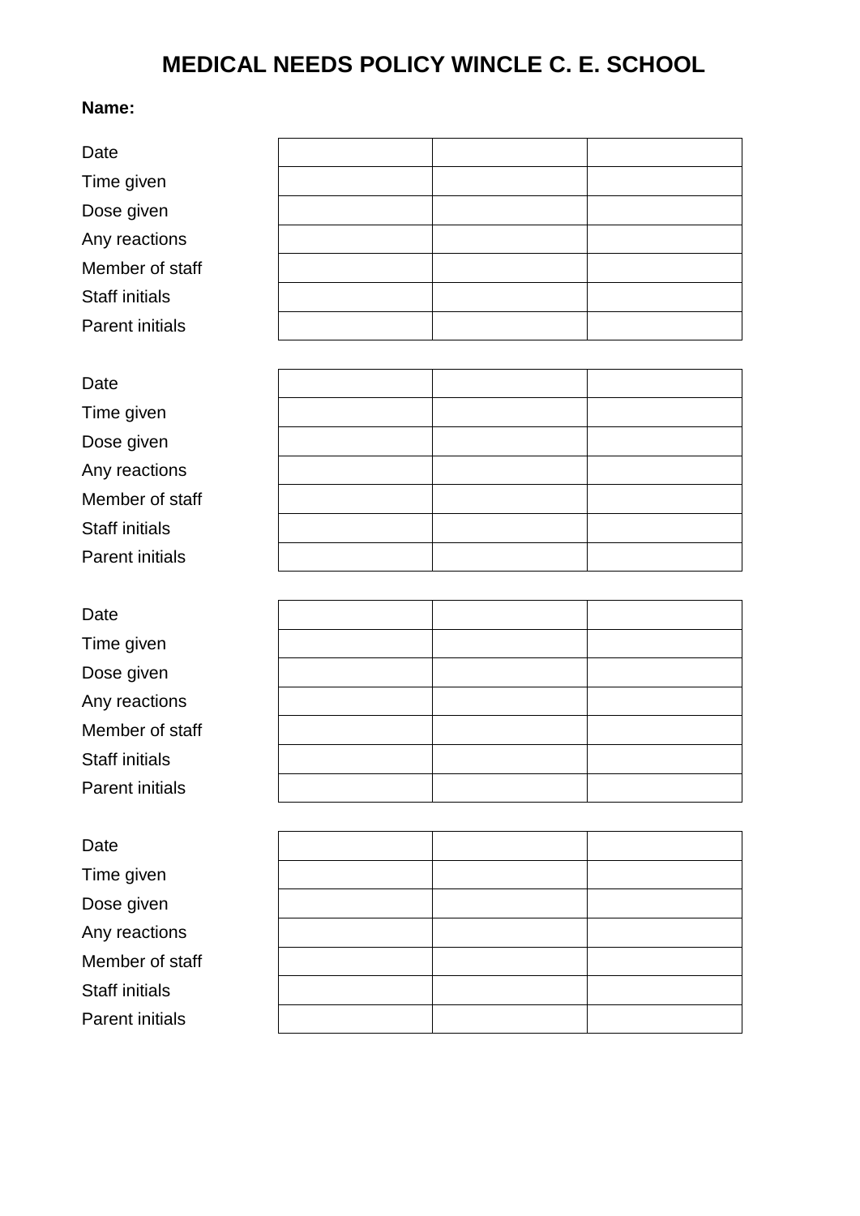# MEDICAL NEEDS POLICY WINCLE C. E. SCHOOL

**Name:**

| | | | |
|---|---|---|---|
| Date | | | |
| Time given | | | |
| Dose given | | | |
| Any reactions | | | |
| Member of staff | | | |
| Staff initials | | | |
| Parent initials | | | |

| | | | |
|---|---|---|---|
| Date | | | |
| Time given | | | |
| Dose given | | | |
| Any reactions | | | |
| Member of staff | | | |
| Staff initials | | | |
| Parent initials | | | |

| | | | |
|---|---|---|---|
| Date | | | |
| Time given | | | |
| Dose given | | | |
| Any reactions | | | |
| Member of staff | | | |
| Staff initials | | | |
| Parent initials | | | |

| | | | |
|---|---|---|---|
| Date | | | |
| Time given | | | |
| Dose given | | | |
| Any reactions | | | |
| Member of staff | | | |
| Staff initials | | | |
| Parent initials | | | |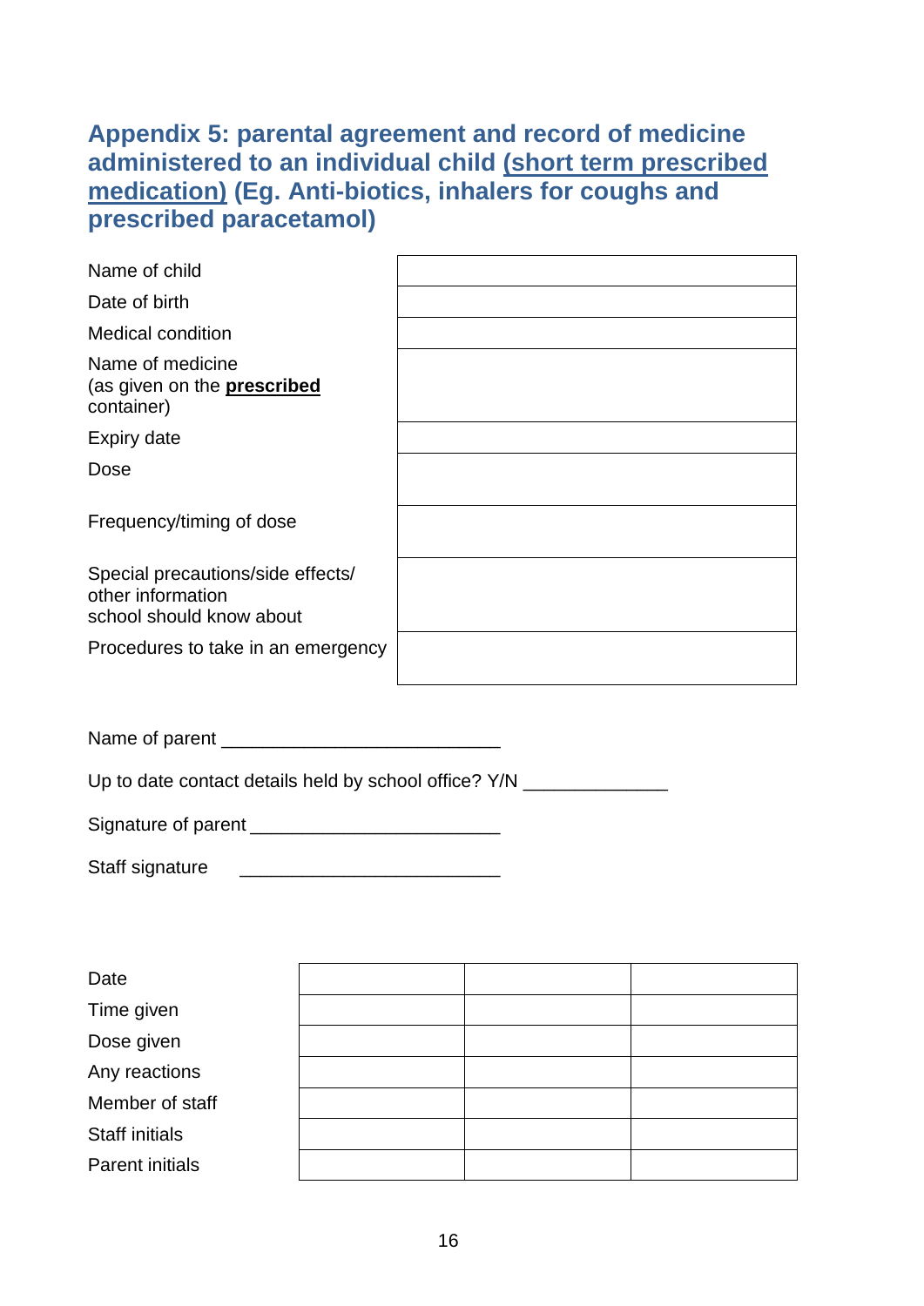## Appendix 5: parental agreement and record of medicine administered to an individual child <u>(short term prescribed medication)</u> (Eg. Anti-biotics, inhalers for coughs and prescribed paracetamol)

| | |
|---|---|
| Name of child | |
| Date of birth | |
| Medical condition | |
| Name of medicine (as given on the **<u>prescribed</u>** container) | |
| Expiry date | |
| Dose | |
| Frequency/timing of dose | |
| Special precautions/side effects/ other information school should know about | |
| Procedures to take in an emergency | |

Name of parent ___________________________

Up to date contact details held by school office? Y/N ______________

Signature of parent _________________________

Staff signature _________________________

| | | | |
|---|---|---|---|
| Date | | | |
| Time given | | | |
| Dose given | | | |
| Any reactions | | | |
| Member of staff | | | |
| Staff initials | | | |
| Parent initials | | | |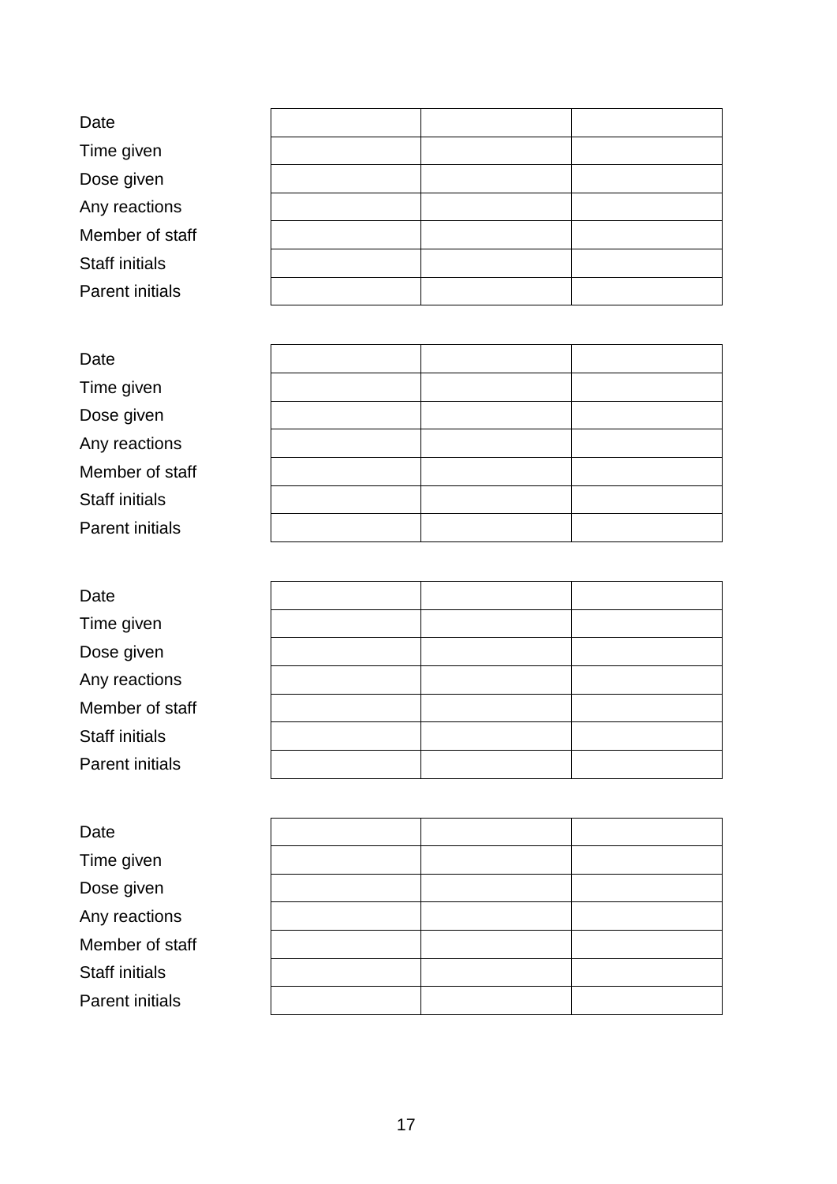| Date | | | |
|---|---|---|---|
| Time given | | | |
| Dose given | | | |
| Any reactions | | | |
| Member of staff | | | |
| Staff initials | | | |
| Parent initials | | | |

| Date | | | |
|---|---|---|---|
| Time given | | | |
| Dose given | | | |
| Any reactions | | | |
| Member of staff | | | |
| Staff initials | | | |
| Parent initials | | | |

| Date | | | |
|---|---|---|---|
| Time given | | | |
| Dose given | | | |
| Any reactions | | | |
| Member of staff | | | |
| Staff initials | | | |
| Parent initials | | | |

| Date | | | |
|---|---|---|---|
| Time given | | | |
| Dose given | | | |
| Any reactions | | | |
| Member of staff | | | |
| Staff initials | | | |
| Parent initials | | | |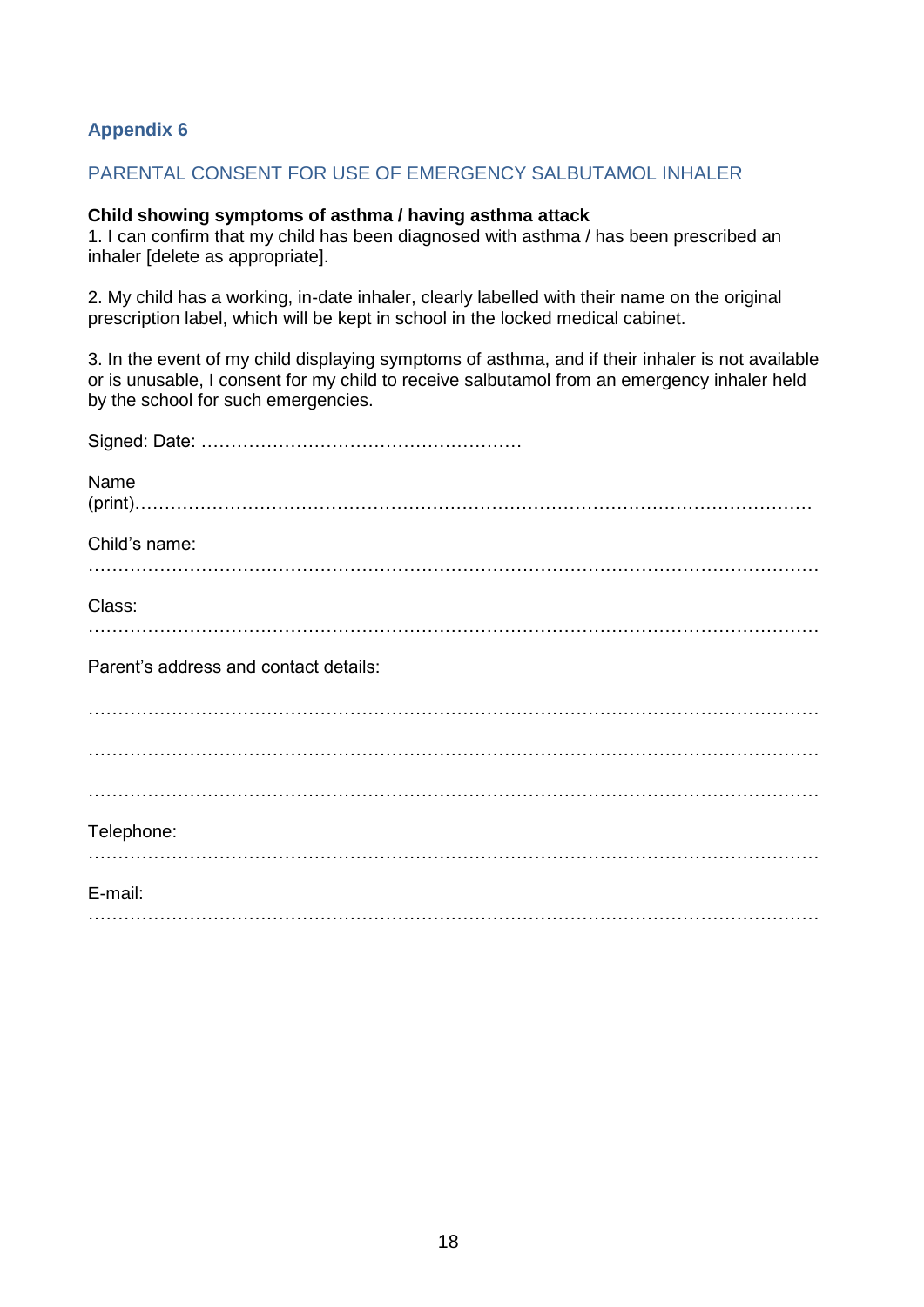## Appendix 6

### PARENTAL CONSENT FOR USE OF EMERGENCY SALBUTAMOL INHALER

**Child showing symptoms of asthma / having asthma attack**

1. I can confirm that my child has been diagnosed with asthma / has been prescribed an inhaler [delete as appropriate].

2. My child has a working, in-date inhaler, clearly labelled with their name on the original prescription label, which will be kept in school in the locked medical cabinet.

3. In the event of my child displaying symptoms of asthma, and if their inhaler is not available or is unusable, I consent for my child to receive salbutamol from an emergency inhaler held by the school for such emergencies.

Signed: Date: ……………………………………………

Name (print)…………………………………………………………………………………………………

Child's name: ………………………………………………………………………………………………

Class: ………………………………………………………………………………………………………

Parent's address and contact details:

……………………………………………………………………………………………………………

……………………………………………………………………………………………………………

……………………………………………………………………………………………………………

Telephone: …………………………………………………………………………………………………

E-mail: ……………………………………………………………………………………………………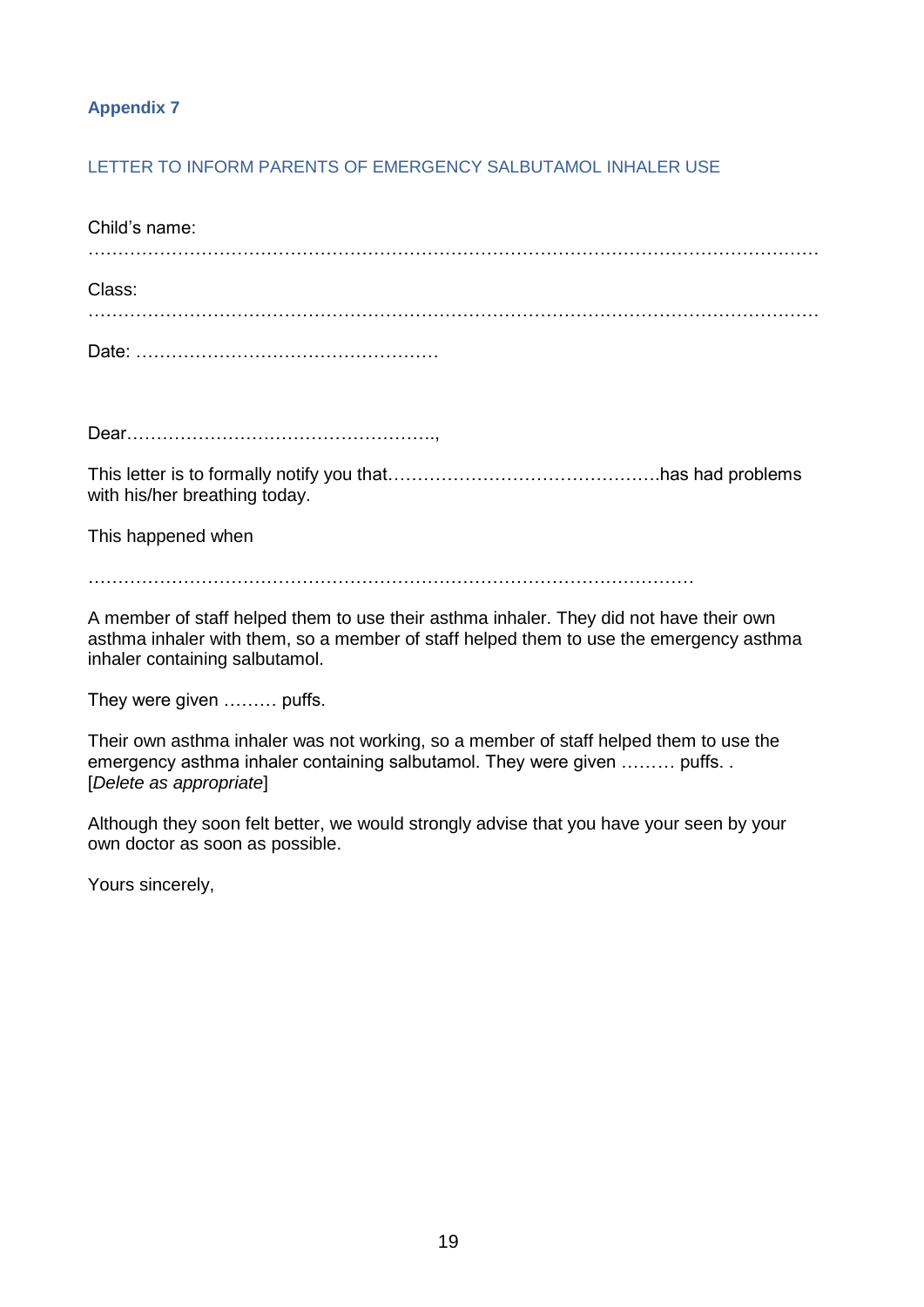**Appendix 7**

LETTER TO INFORM PARENTS OF EMERGENCY SALBUTAMOL INHALER USE

Child's name: ………………………………………………………………………………………………………………

Class: ………………………………………………………………………………………………………………

Date: ……………………………………………

Dear…………………………………………….,

This letter is to formally notify you that……………………………………….has had problems with his/her breathing today.

This happened when

……………………………………………………………………………………………

A member of staff helped them to use their asthma inhaler. They did not have their own asthma inhaler with them, so a member of staff helped them to use the emergency asthma inhaler containing salbutamol.

They were given ……… puffs.

Their own asthma inhaler was not working, so a member of staff helped them to use the emergency asthma inhaler containing salbutamol. They were given ……… puffs. . [*Delete as appropriate*]

Although they soon felt better, we would strongly advise that you have your seen by your own doctor as soon as possible.

Yours sincerely,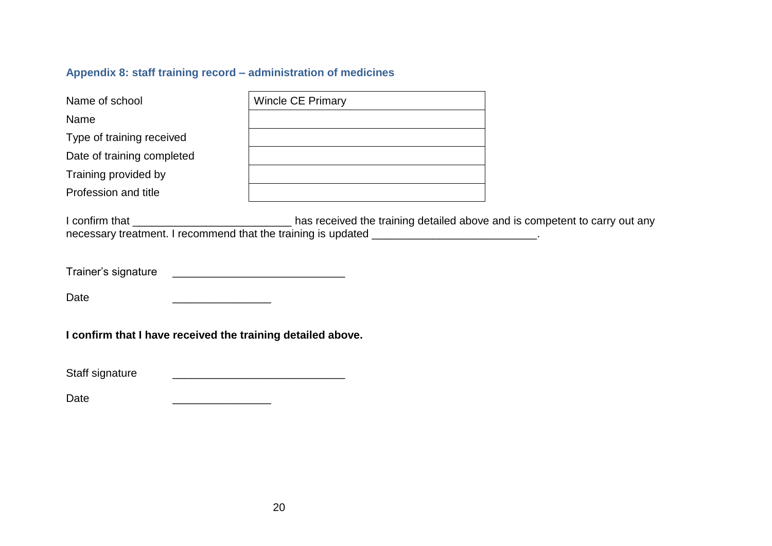### Appendix 8: staff training record – administration of medicines

| | |
|---|---|
| Name of school | Wincle CE Primary |
| Name | |
| Type of training received | |
| Date of training completed | |
| Training provided by | |
| Profession and title | |

I confirm that __________________________ has received the training detailed above and is competent to carry out any necessary treatment. I recommend that the training is updated ___________________________.

Trainer's signature ____________________________

Date ________________

**I confirm that I have received the training detailed above.**

Staff signature ____________________________

Date ________________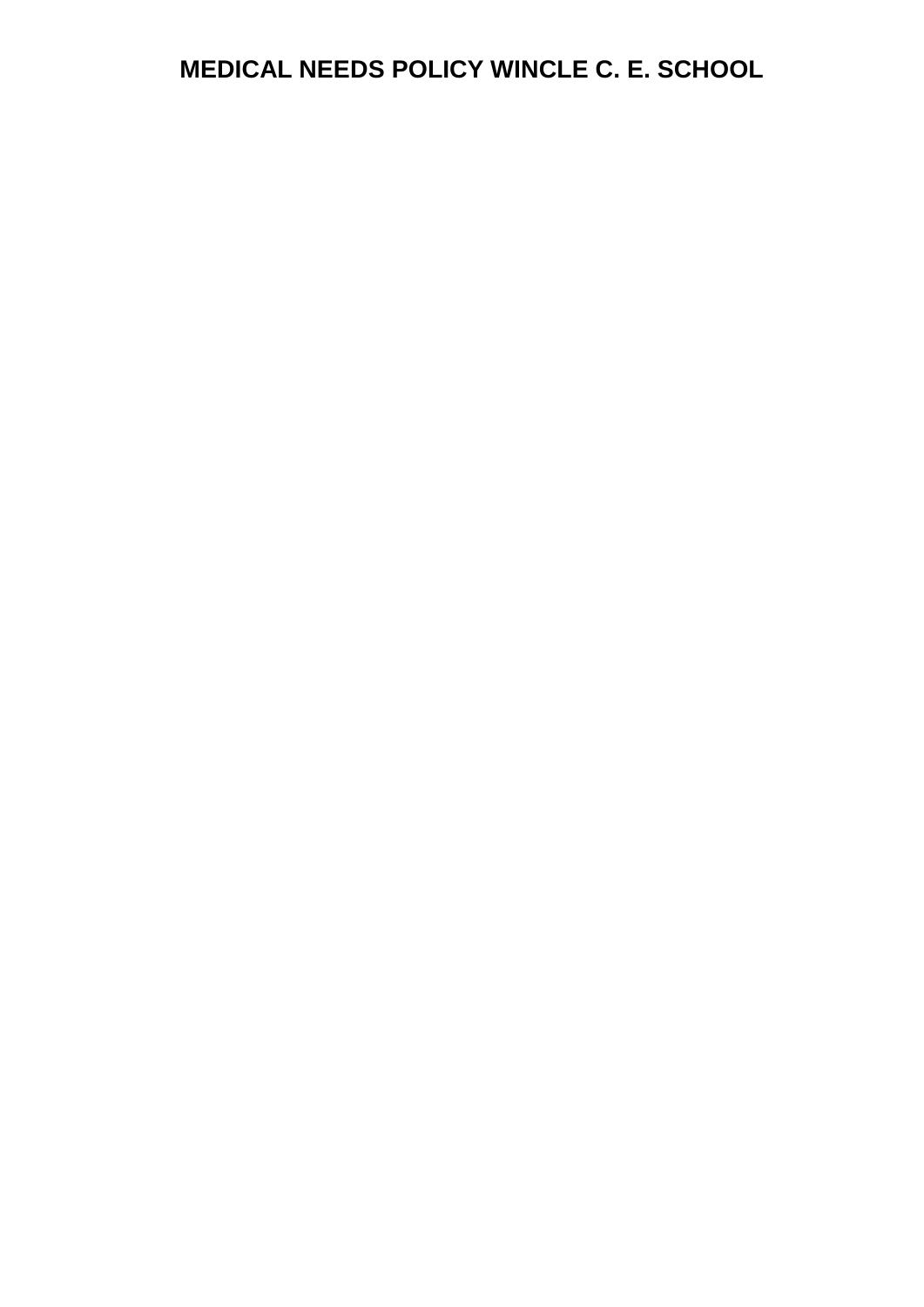# MEDICAL NEEDS POLICY WINCLE C. E. SCHOOL